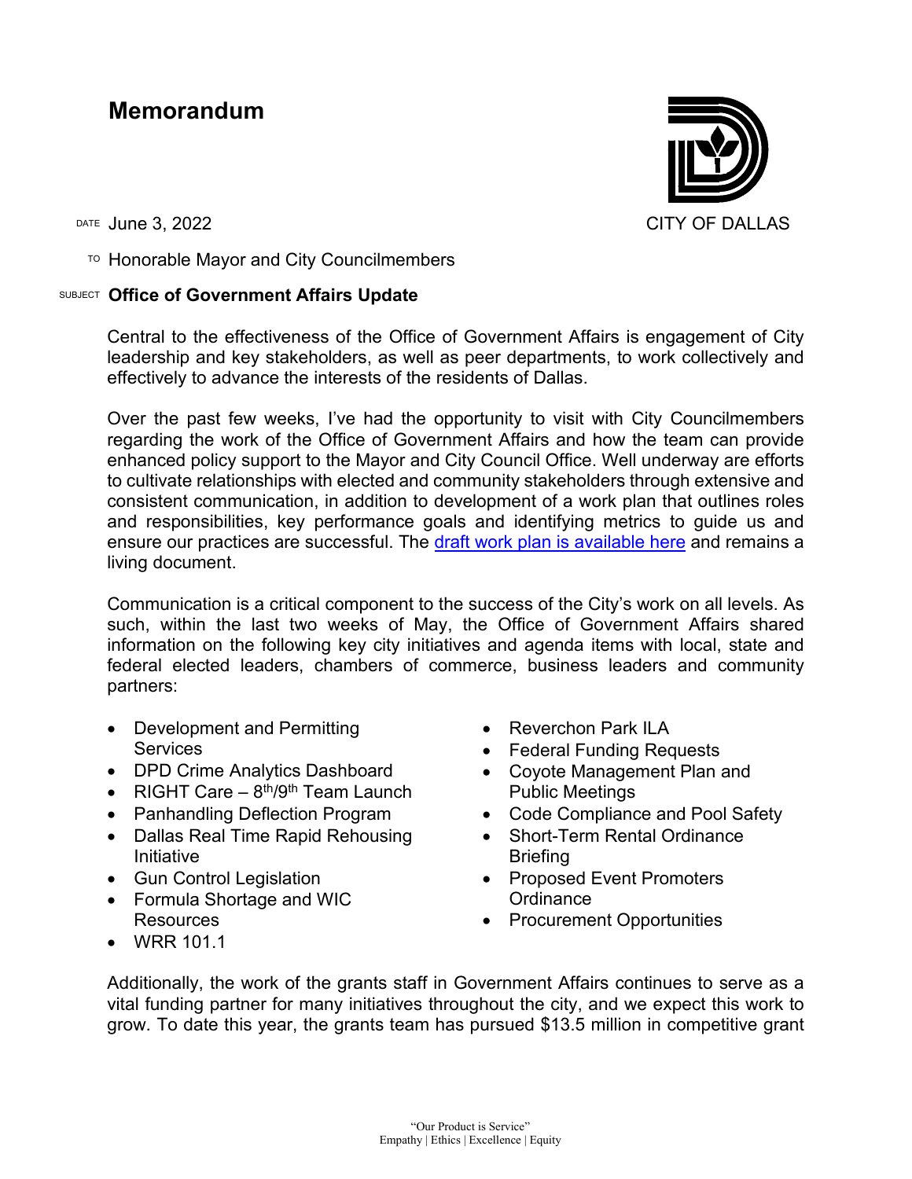# Memorandum

CITY OF DALLAS

DATE June 3, 2022

TO Honorable Mayor and City Councilmembers

SUBJECT **Office of Government Affairs Update**

Central to the effectiveness of the Office of Government Affairs is engagement of City leadership and key stakeholders, as well as peer departments, to work collectively and effectively to advance the interests of the residents of Dallas.

Over the past few weeks, I've had the opportunity to visit with City Councilmembers regarding the work of the Office of Government Affairs and how the team can provide enhanced policy support to the Mayor and City Council Office. Well underway are efforts to cultivate relationships with elected and community stakeholders through extensive and consistent communication, in addition to development of a work plan that outlines roles and responsibilities, key performance goals and identifying metrics to guide us and ensure our practices are successful. The draft work plan is available here and remains a living document.

Communication is a critical component to the success of the City's work on all levels. As such, within the last two weeks of May, the Office of Government Affairs shared information on the following key city initiatives and agenda items with local, state and federal elected leaders, chambers of commerce, business leaders and community partners:

- Development and Permitting Services
- DPD Crime Analytics Dashboard
- RIGHT Care – 8th/9th Team Launch
- Panhandling Deflection Program
- Dallas Real Time Rapid Rehousing Initiative
- Gun Control Legislation
- Formula Shortage and WIC Resources
- WRR 101.1
- Reverchon Park ILA
- Federal Funding Requests
- Coyote Management Plan and Public Meetings
- Code Compliance and Pool Safety
- Short-Term Rental Ordinance Briefing
- Proposed Event Promoters Ordinance
- Procurement Opportunities

Additionally, the work of the grants staff in Government Affairs continues to serve as a vital funding partner for many initiatives throughout the city, and we expect this work to grow. To date this year, the grants team has pursued $13.5 million in competitive grant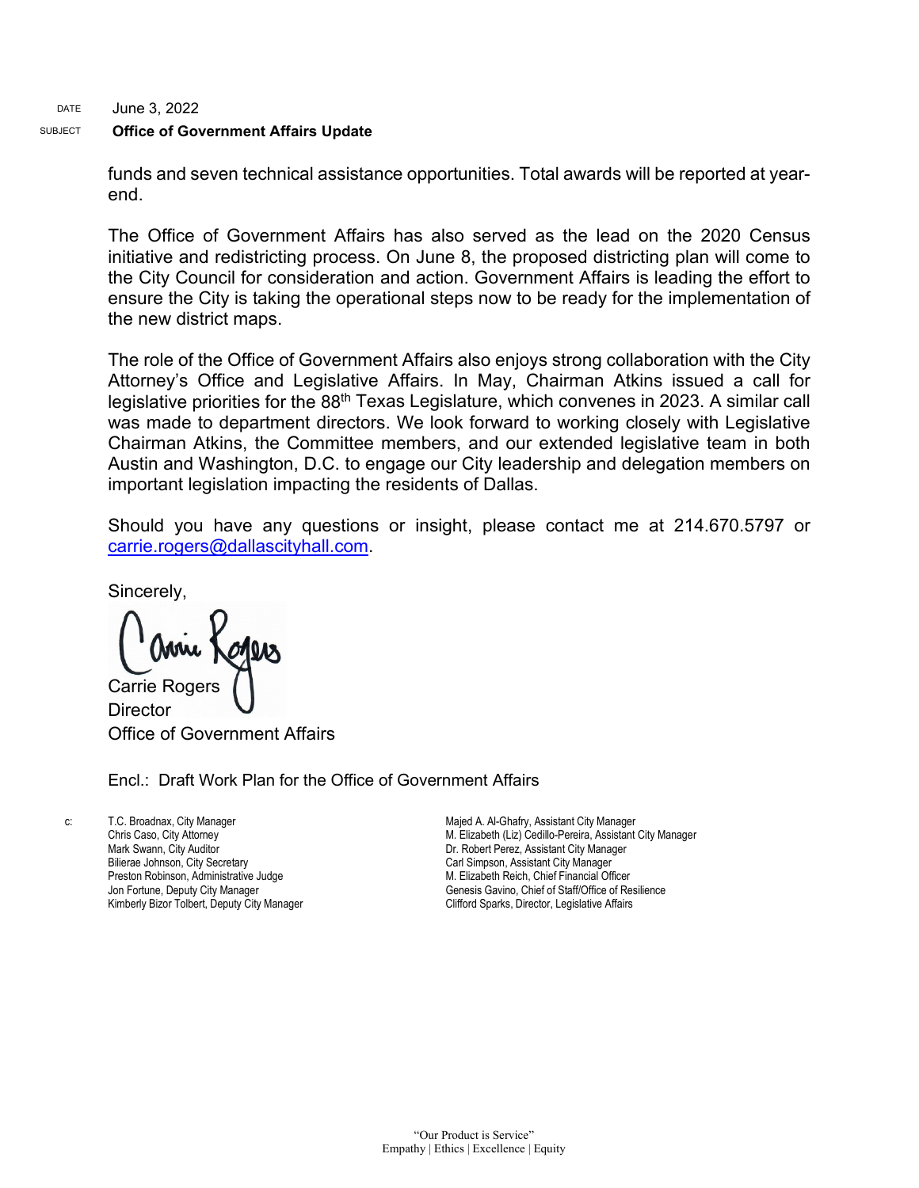funds and seven technical assistance opportunities. Total awards will be reported at year-end.

The Office of Government Affairs has also served as the lead on the 2020 Census initiative and redistricting process. On June 8, the proposed districting plan will come to the City Council for consideration and action. Government Affairs is leading the effort to ensure the City is taking the operational steps now to be ready for the implementation of the new district maps.

The role of the Office of Government Affairs also enjoys strong collaboration with the City Attorney's Office and Legislative Affairs. In May, Chairman Atkins issued a call for legislative priorities for the 88th Texas Legislature, which convenes in 2023. A similar call was made to department directors. We look forward to working closely with Legislative Chairman Atkins, the Committee members, and our extended legislative team in both Austin and Washington, D.C. to engage our City leadership and delegation members on important legislation impacting the residents of Dallas.

Should you have any questions or insight, please contact me at 214.670.5797 or carrie.rogers@dallascityhall.com.

Sincerely,

Carrie Rogers
Director
Office of Government Affairs

Encl.: Draft Work Plan for the Office of Government Affairs

c:
T.C. Broadnax, City Manager
Chris Caso, City Attorney
Mark Swann, City Auditor
Bilierae Johnson, City Secretary
Preston Robinson, Administrative Judge
Jon Fortune, Deputy City Manager
Kimberly Bizor Tolbert, Deputy City Manager
Majed A. Al-Ghafry, Assistant City Manager
M. Elizabeth (Liz) Cedillo-Pereira, Assistant City Manager
Dr. Robert Perez, Assistant City Manager
Carl Simpson, Assistant City Manager
M. Elizabeth Reich, Chief Financial Officer
Genesis Gavino, Chief of Staff/Office of Resilience
Clifford Sparks, Director, Legislative Affairs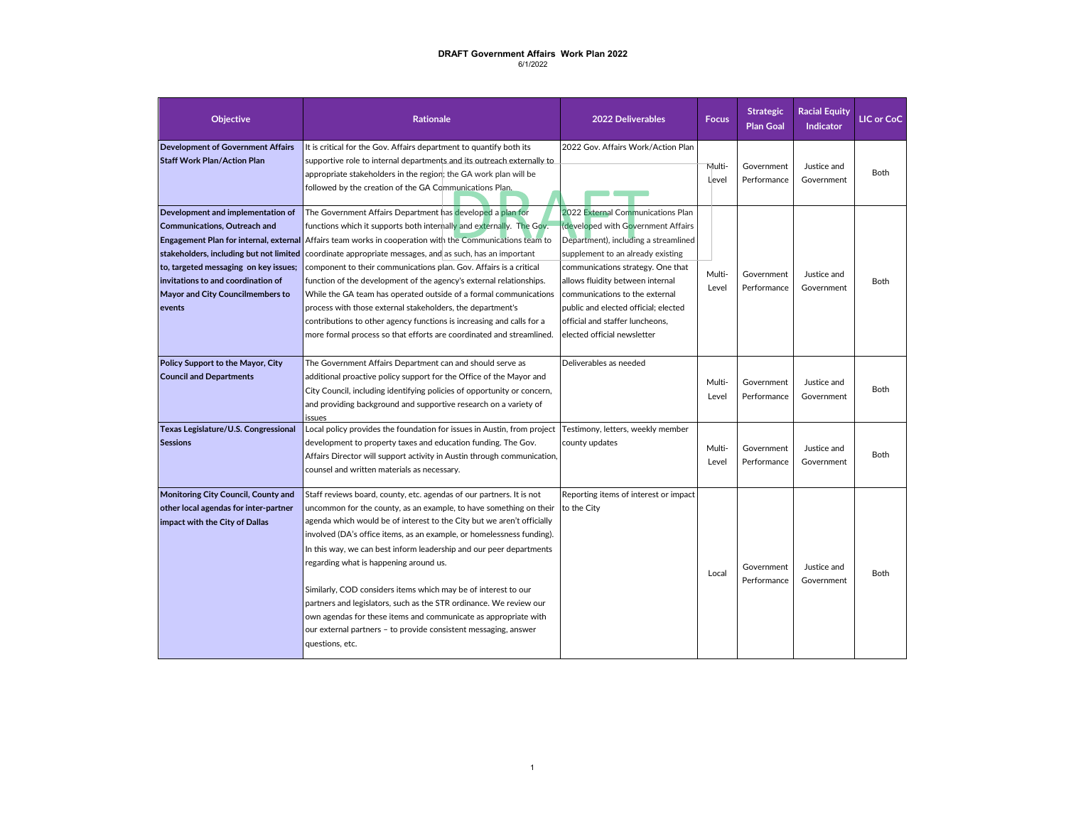**DRAFT Government Affairs Work Plan 2022**

6/1/2022

| Objective | Rationale | 2022 Deliverables | Focus | Strategic Plan Goal | Racial Equity Indicator | LIC or CoC |
|---|---|---|---|---|---|---|
| **Development of Government Affairs Staff Work Plan/Action Plan** | It is critical for the Gov. Affairs department to quantify both its supportive role to internal departments and its outreach externally to appropriate stakeholders in the region; the GA work plan will be followed by the creation of the GA Communications Plan. | 2022 Gov. Affairs Work/Action Plan | Multi-Level | Government Performance | Justice and Government | Both |
| **Development and implementation of Communications, Outreach and Engagement Plan for internal, external stakeholders, including but not limited to, targeted messaging on key issues; invitations to and coordination of Mayor and City Councilmembers to events** | The Government Affairs Department has developed a plan for functions which it supports both internally and externally. The Gov. Affairs team works in cooperation with the Communications team to coordinate appropriate messages, and as such, has an important component to their communications plan. Gov. Affairs is a critical function of the development of the agency's external relationships. While the GA team has operated outside of a formal communications process with those external stakeholders, the department's contributions to other agency functions is increasing and calls for a more formal process so that efforts are coordinated and streamlined. | 2022 External Communications Plan (developed with Government Affairs Department), including a streamlined supplement to an already existing communications strategy. One that allows fluidity between internal communications to the external public and elected official; elected official and staffer luncheons, elected official newsletter | Multi-Level | Government Performance | Justice and Government | Both |
| **Policy Support to the Mayor, City Council and Departments** | The Government Affairs Department can and should serve as additional proactive policy support for the Office of the Mayor and City Council, including identifying policies of opportunity or concern, and providing background and supportive research on a variety of issues | Deliverables as needed | Multi-Level | Government Performance | Justice and Government | Both |
| **Texas Legislature/U.S. Congressional Sessions** | Local policy provides the foundation for issues in Austin, from project development to property taxes and education funding. The Gov. Affairs Director will support activity in Austin through communication, counsel and written materials as necessary. | Testimony, letters, weekly member county updates | Multi-Level | Government Performance | Justice and Government | Both |
| **Monitoring City Council, County and other local agendas for inter-partner impact with the City of Dallas** | Staff reviews board, county, etc. agendas of our partners. It is not uncommon for the county, as an example, to have something on their agenda which would be of interest to the City but we aren't officially involved (DA's office items, as an example, or homelessness funding). In this way, we can best inform leadership and our peer departments regarding what is happening around us.<br><br>Similarly, COD considers items which may be of interest to our partners and legislators, such as the STR ordinance. We review our own agendas for these items and communicate as appropriate with our external partners – to provide consistent messaging, answer questions, etc. | Reporting items of interest or impact to the City | Local | Government Performance | Justice and Government | Both |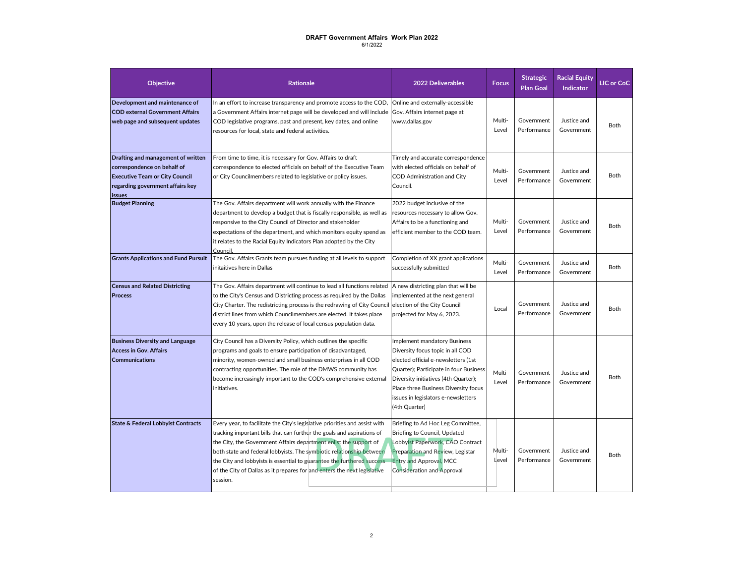**DRAFT Government Affairs Work Plan 2022**

6/1/2022

| Objective | Rationale | 2022 Deliverables | Focus | Strategic Plan Goal | Racial Equity Indicator | LIC or CoC |
|---|---|---|---|---|---|---|
| **Development and maintenance of COD external Government Affairs web page and subsequent updates** | In an effort to increase transparency and promote access to the COD, a Government Affairs internet page will be developed and will include COD legislative programs, past and present, key dates, and online resources for local, state and federal activities. | Online and externally-accessible Gov. Affairs internet page at www.dallas.gov | Multi-Level | Government Performance | Justice and Government | Both |
| **Drafting and management of written correspondence on behalf of Executive Team or City Council regarding government affairs key issues** | From time to time, it is necessary for Gov. Affairs to draft correspondence to elected officials on behalf of the Executive Team or City Councilmembers related to legislative or policy issues. | Timely and accurate correspondence with elected officials on behalf of COD Administration and City Council. | Multi-Level | Government Performance | Justice and Government | Both |
| **Budget Planning** | The Gov. Affairs department will work annually with the Finance department to develop a budget that is fiscally responsible, as well as responsive to the City Council of Director and stakeholder expectations of the department, and which monitors equity spend as it relates to the Racial Equity Indicators Plan adopted by the City Council. | 2022 budget inclusive of the resources necessary to allow Gov. Affairs to be a functioning and efficient member to the COD team. | Multi-Level | Government Performance | Justice and Government | Both |
| **Grants Applications and Fund Pursuit** | The Gov. Affairs Grants team pursues funding at all levels to support initaitives here in Dallas | Completion of XX grant applications successfully submitted | Multi-Level | Government Performance | Justice and Government | Both |
| **Census and Related Districting Process** | The Gov. Affairs department will continue to lead all functions related to the City's Census and Districting process as required by the Dallas City Charter. The redistricting process is the redrawing of City Council district lines from which Councilmembers are elected. It takes place every 10 years, upon the release of local census population data. | A new districting plan that will be implemented at the next general election of the City Council projected for May 6, 2023. | Local | Government Performance | Justice and Government | Both |
| **Business Diversity and Language Access in Gov. Affairs Communications** | City Council has a Diversity Policy, which outlines the specific programs and goals to ensure participation of disadvantaged, minority, women-owned and small business enterprises in all COD contracting opportunities. The role of the DMWS community has become increasingly important to the COD's comprehensive external initiatives. | Implement mandatory Business Diversity focus topic in all COD elected official e-newsletters (1st Quarter); Participate in four Business Diversity initiatives (4th Quarter); Place three Business Diversity focus issues in legislators e-newsletters (4th Quarter) | Multi-Level | Government Performance | Justice and Government | Both |
| **State & Federal Lobbyist Contracts** | Every year, to facilitate the City's legislative priorities and assist with tracking important bills that can further the goals and aspirations of the City, the Government Affairs department enlist the support of both state and federal lobbyists. The symbiotic relationship between the City and lobbyists is essential to guarantee the furthered success of the City of Dallas as it prepares for and enters the next legislative session. | Briefing to Ad Hoc Leg Committee, Briefing to Council, Updated Lobbyist Paperwork, CAO Contract Preparation and Review, Legistar Entry and Approval, MCC Consideration and Approval | Multi-Level | Government Performance | Justice and Government | Both |

DRAFT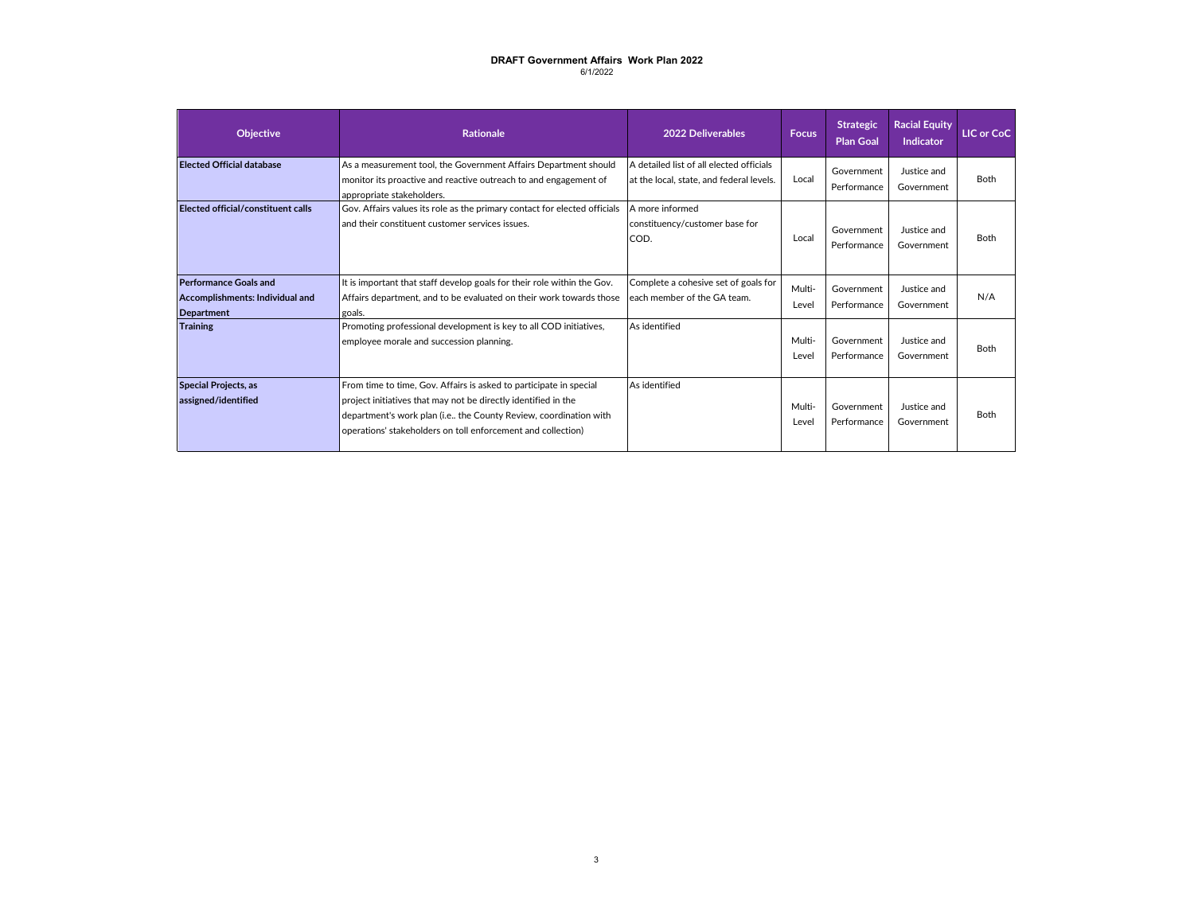**DRAFT Government Affairs Work Plan 2022**
6/1/2022

| Objective | Rationale | 2022 Deliverables | Focus | Strategic Plan Goal | Racial Equity Indicator | LIC or CoC |
|---|---|---|---|---|---|---|
| **Elected Official database** | As a measurement tool, the Government Affairs Department should monitor its proactive and reactive outreach to and engagement of appropriate stakeholders. | A detailed list of all elected officials at the local, state, and federal levels. | Local | Government Performance | Justice and Government | Both |
| **Elected official/constituent calls** | Gov. Affairs values its role as the primary contact for elected officials and their constituent customer services issues. | A more informed constituency/customer base for COD. | Local | Government Performance | Justice and Government | Both |
| **Performance Goals and Accomplishments: Individual and Department** | It is important that staff develop goals for their role within the Gov. Affairs department, and to be evaluated on their work towards those goals. | Complete a cohesive set of goals for each member of the GA team. | Multi-Level | Government Performance | Justice and Government | N/A |
| **Training** | Promoting professional development is key to all COD initiatives, employee morale and succession planning. | As identified | Multi-Level | Government Performance | Justice and Government | Both |
| **Special Projects, as assigned/identified** | From time to time, Gov. Affairs is asked to participate in special project initiatives that may not be directly identified in the department's work plan (i.e.. the County Review, coordination with operations' stakeholders on toll enforcement and collection) | As identified | Multi-Level | Government Performance | Justice and Government | Both |